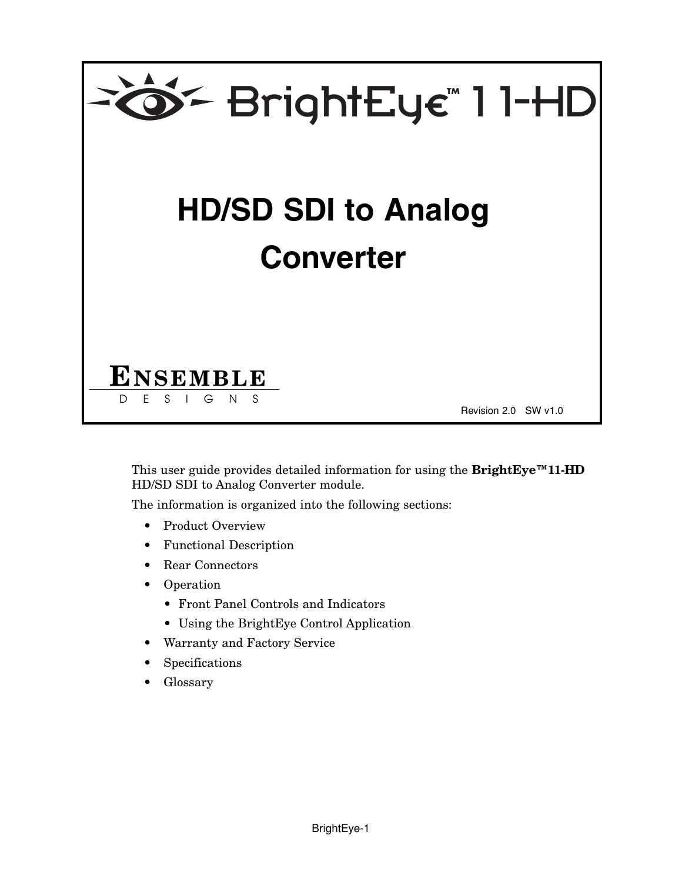# BrightEye™ 11-HD

## HD/SD SDI to Analog Converter

ENSEMBLE DESIGNS

Revision 2.0   SW v1.0

This user guide provides detailed information for using the **BrightEye™11-HD** HD/SD SDI to Analog Converter module.

The information is organized into the following sections:

- Product Overview
- Functional Description
- Rear Connectors
- Operation
  - Front Panel Controls and Indicators
  - Using the BrightEye Control Application
- Warranty and Factory Service
- Specifications
- Glossary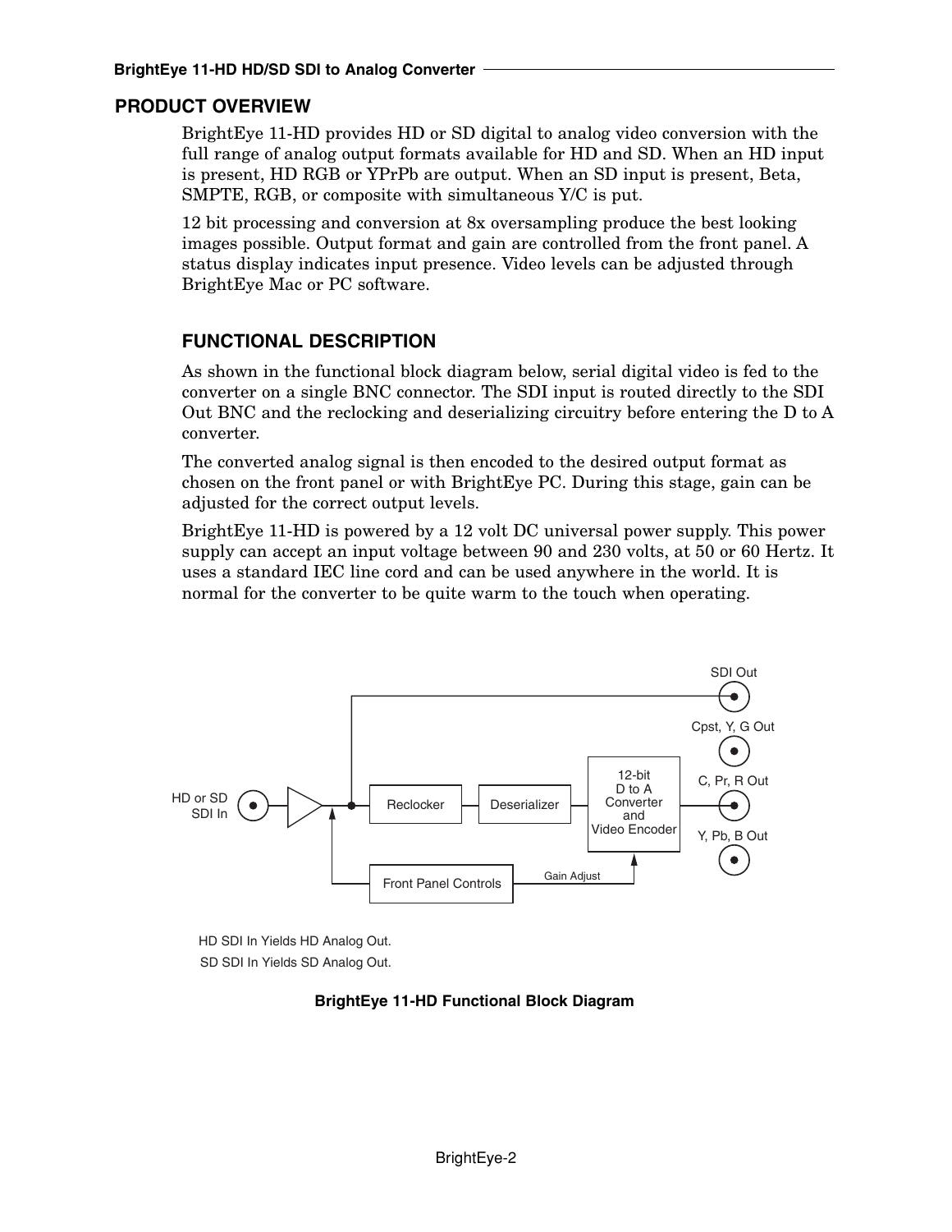## PRODUCT OVERVIEW

BrightEye 11-HD provides HD or SD digital to analog video conversion with the full range of analog output formats available for HD and SD. When an HD input is present, HD RGB or YPrPb are output. When an SD input is present, Beta, SMPTE, RGB, or composite with simultaneous Y/C is put.

12 bit processing and conversion at 8x oversampling produce the best looking images possible. Output format and gain are controlled from the front panel. A status display indicates input presence. Video levels can be adjusted through BrightEye Mac or PC software.

### FUNCTIONAL DESCRIPTION

As shown in the functional block diagram below, serial digital video is fed to the converter on a single BNC connector. The SDI input is routed directly to the SDI Out BNC and the reclocking and deserializing circuitry before entering the D to A converter.

The converted analog signal is then encoded to the desired output format as chosen on the front panel or with BrightEye PC. During this stage, gain can be adjusted for the correct output levels.

BrightEye 11-HD is powered by a 12 volt DC universal power supply. This power supply can accept an input voltage between 90 and 230 volts, at 50 or 60 Hertz. It uses a standard IEC line cord and can be used anywhere in the world. It is normal for the converter to be quite warm to the touch when operating.

HD or SD SDI In — Reclocker — Deserializer — 12-bit D to A Converter and Video Encoder — SDI Out; Cpst, Y, G Out; C, Pr, R Out; Y, Pb, B Out; Front Panel Controls; Gain Adjust

HD SDI In Yields HD Analog Out.
SD SDI In Yields SD Analog Out.

**BrightEye 11-HD Functional Block Diagram**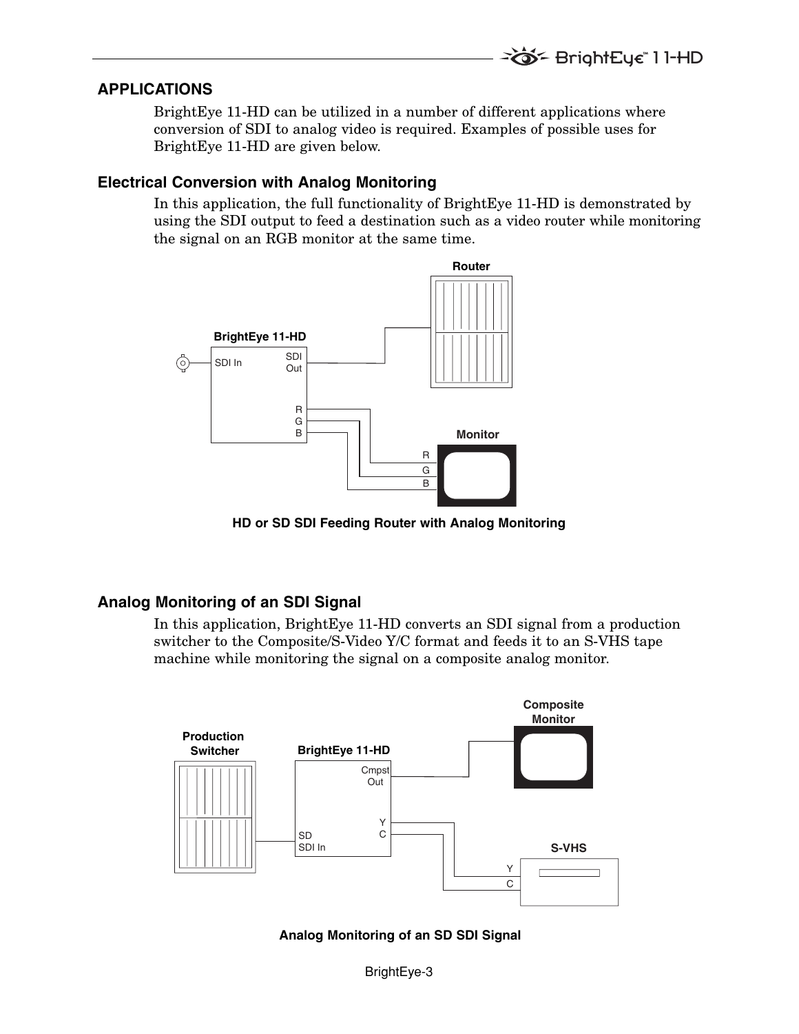## APPLICATIONS

BrightEye 11-HD can be utilized in a number of different applications where conversion of SDI to analog video is required. Examples of possible uses for BrightEye 11-HD are given below.

### Electrical Conversion with Analog Monitoring

In this application, the full functionality of BrightEye 11-HD is demonstrated by using the SDI output to feed a destination such as a video router while monitoring the signal on an RGB monitor at the same time.

**HD or SD SDI Feeding Router with Analog Monitoring**

### Analog Monitoring of an SDI Signal

In this application, BrightEye 11-HD converts an SDI signal from a production switcher to the Composite/S-Video Y/C format and feeds it to an S-VHS tape machine while monitoring the signal on a composite analog monitor.

**Analog Monitoring of an SD SDI Signal**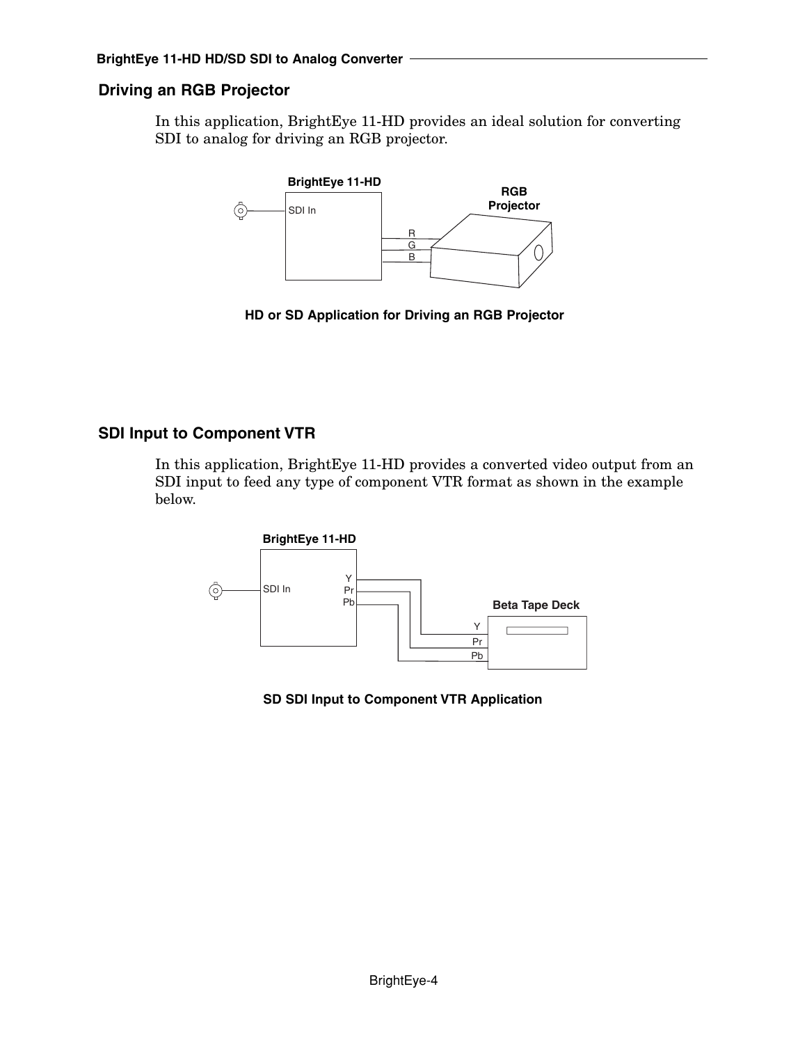## Driving an RGB Projector

In this application, BrightEye 11-HD provides an ideal solution for converting SDI to analog for driving an RGB projector.

**HD or SD Application for Driving an RGB Projector**

## SDI Input to Component VTR

In this application, BrightEye 11-HD provides a converted video output from an SDI input to feed any type of component VTR format as shown in the example below.

**SD SDI Input to Component VTR Application**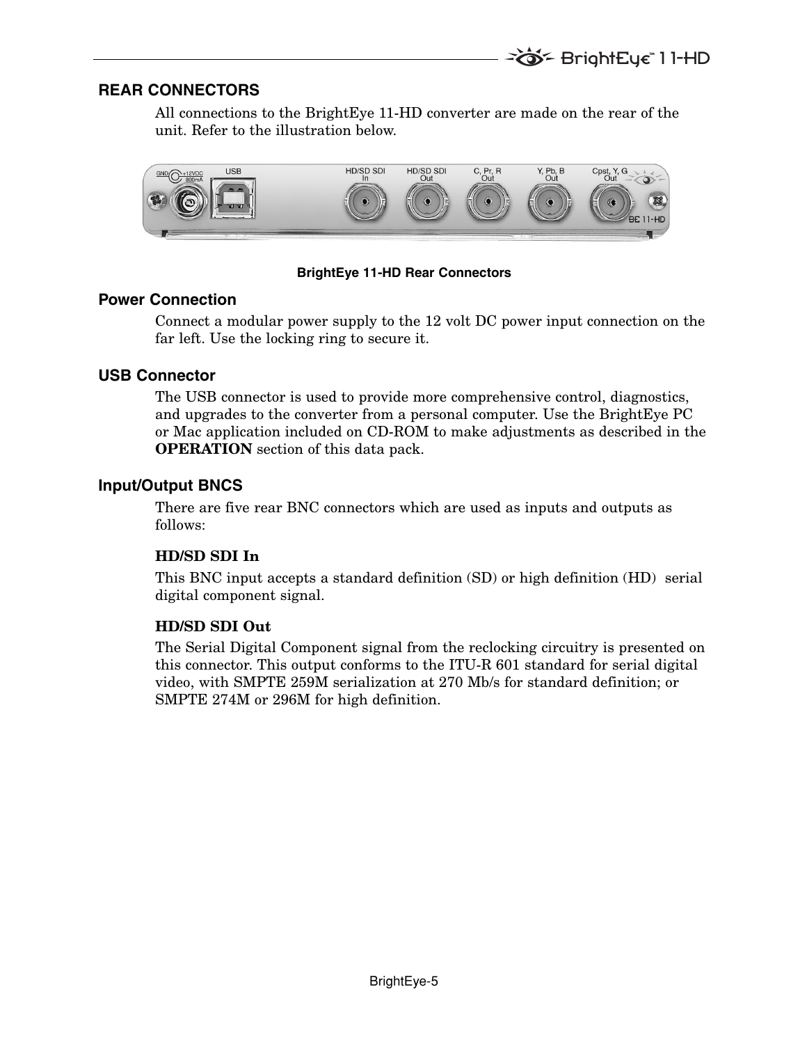## REAR CONNECTORS

All connections to the BrightEye 11-HD converter are made on the rear of the unit. Refer to the illustration below.

**BrightEye 11-HD Rear Connectors**

### Power Connection

Connect a modular power supply to the 12 volt DC power input connection on the far left. Use the locking ring to secure it.

### USB Connector

The USB connector is used to provide more comprehensive control, diagnostics, and upgrades to the converter from a personal computer. Use the BrightEye PC or Mac application included on CD-ROM to make adjustments as described in the **OPERATION** section of this data pack.

### Input/Output BNCS

There are five rear BNC connectors which are used as inputs and outputs as follows:

**HD/SD SDI In**

This BNC input accepts a standard definition (SD) or high definition (HD) serial digital component signal.

**HD/SD SDI Out**

The Serial Digital Component signal from the reclocking circuitry is presented on this connector. This output conforms to the ITU-R 601 standard for serial digital video, with SMPTE 259M serialization at 270 Mb/s for standard definition; or SMPTE 274M or 296M for high definition.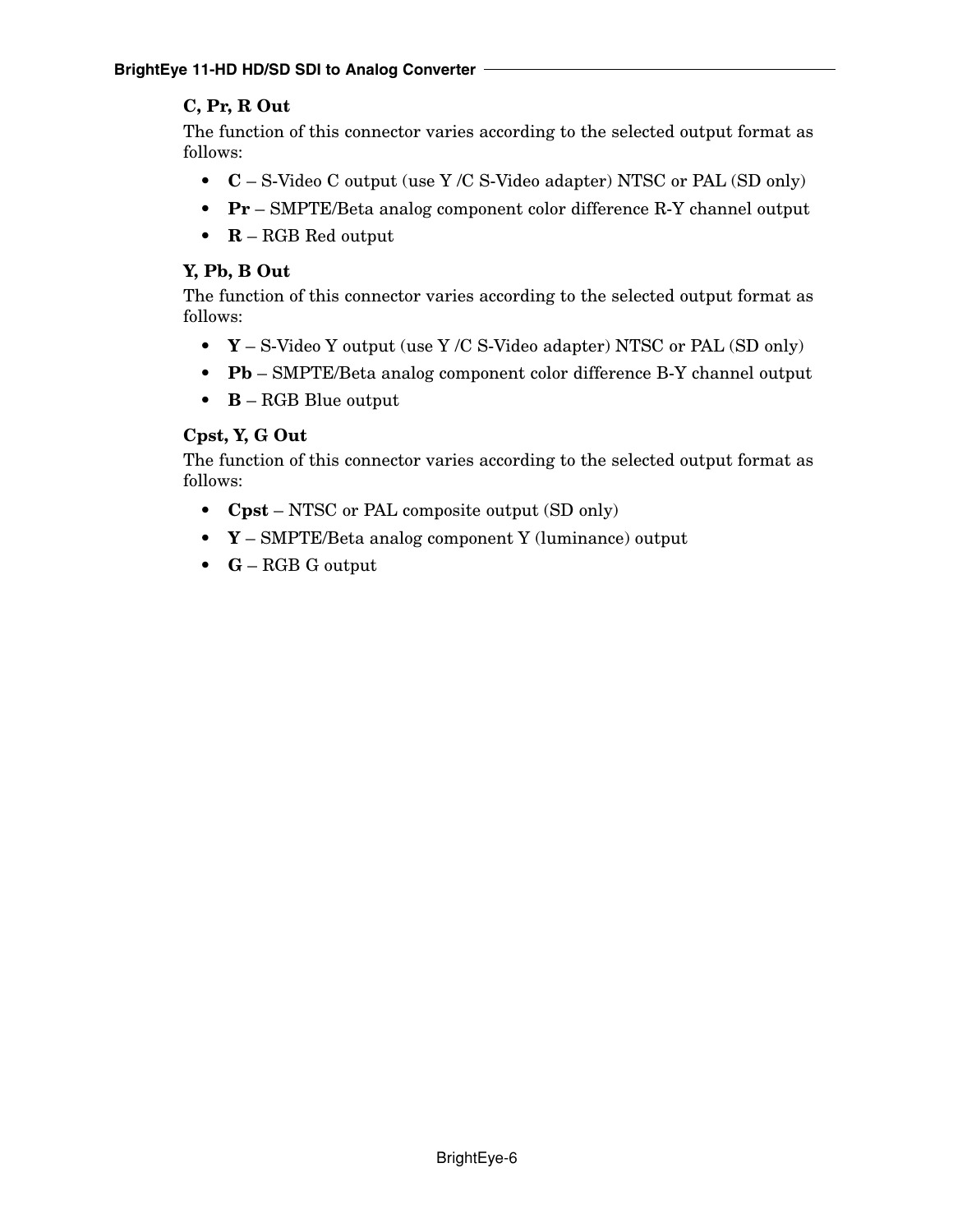### C, Pr, R Out

The function of this connector varies according to the selected output format as follows:

- **C** – S-Video C output (use Y /C S-Video adapter) NTSC or PAL (SD only)
- **Pr** – SMPTE/Beta analog component color difference R-Y channel output
- **R** – RGB Red output

### Y, Pb, B Out

The function of this connector varies according to the selected output format as follows:

- **Y** – S-Video Y output (use Y /C S-Video adapter) NTSC or PAL (SD only)
- **Pb** – SMPTE/Beta analog component color difference B-Y channel output
- **B** – RGB Blue output

### Cpst, Y, G Out

The function of this connector varies according to the selected output format as follows:

- **Cpst** – NTSC or PAL composite output (SD only)
- **Y** – SMPTE/Beta analog component Y (luminance) output
- **G** – RGB G output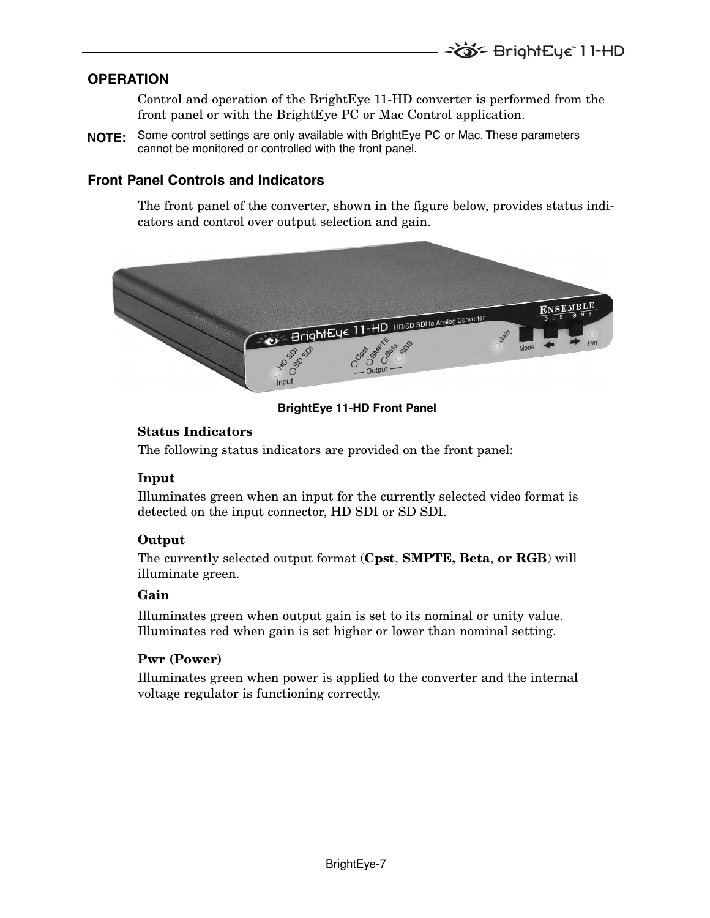## OPERATION

Control and operation of the BrightEye 11-HD converter is performed from the front panel or with the BrightEye PC or Mac Control application.

**NOTE:** Some control settings are only available with BrightEye PC or Mac. These parameters cannot be monitored or controlled with the front panel.

### Front Panel Controls and Indicators

The front panel of the converter, shown in the figure below, provides status indicators and control over output selection and gain.

**BrightEye 11-HD Front Panel**

#### Status Indicators

The following status indicators are provided on the front panel:

**Input**

Illuminates green when an input for the currently selected video format is detected on the input connector, HD SDI or SD SDI.

**Output**

The currently selected output format (**Cpst**, **SMPTE, Beta**, **or RGB**) will illuminate green.

**Gain**

Illuminates green when output gain is set to its nominal or unity value. Illuminates red when gain is set higher or lower than nominal setting.

**Pwr (Power)**

Illuminates green when power is applied to the converter and the internal voltage regulator is functioning correctly.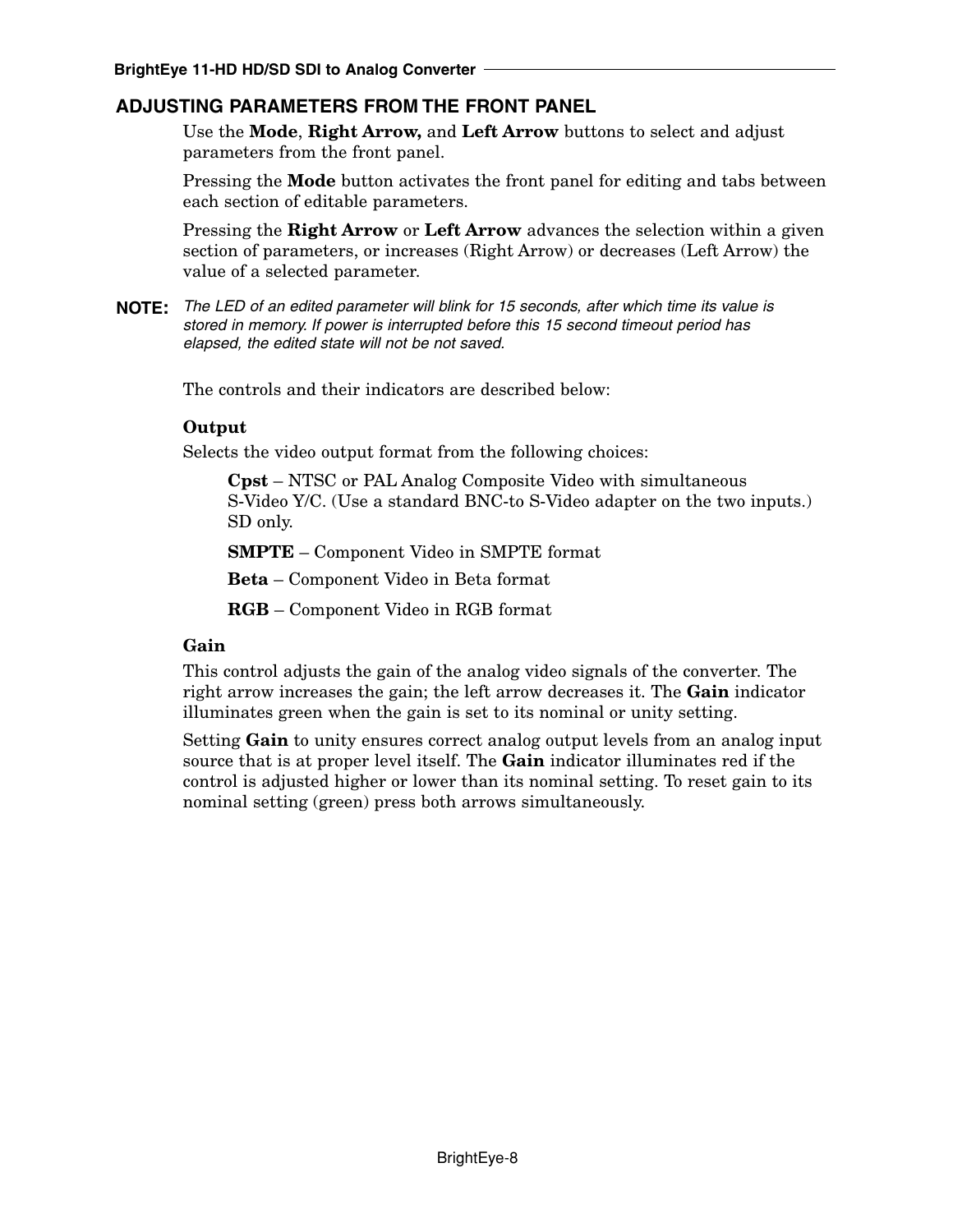## ADJUSTING PARAMETERS FROM THE FRONT PANEL

Use the **Mode**, **Right Arrow,** and **Left Arrow** buttons to select and adjust parameters from the front panel.

Pressing the **Mode** button activates the front panel for editing and tabs between each section of editable parameters.

Pressing the **Right Arrow** or **Left Arrow** advances the selection within a given section of parameters, or increases (Right Arrow) or decreases (Left Arrow) the value of a selected parameter.

**NOTE:** *The LED of an edited parameter will blink for 15 seconds, after which time its value is stored in memory. If power is interrupted before this 15 second timeout period has elapsed, the edited state will not be not saved.*

The controls and their indicators are described below:

**Output**

Selects the video output format from the following choices:

**Cpst** – NTSC or PAL Analog Composite Video with simultaneous S-Video Y/C. (Use a standard BNC-to S-Video adapter on the two inputs.) SD only.

**SMPTE** – Component Video in SMPTE format

**Beta** – Component Video in Beta format

**RGB** – Component Video in RGB format

**Gain**

This control adjusts the gain of the analog video signals of the converter. The right arrow increases the gain; the left arrow decreases it. The **Gain** indicator illuminates green when the gain is set to its nominal or unity setting.

Setting **Gain** to unity ensures correct analog output levels from an analog input source that is at proper level itself. The **Gain** indicator illuminates red if the control is adjusted higher or lower than its nominal setting. To reset gain to its nominal setting (green) press both arrows simultaneously.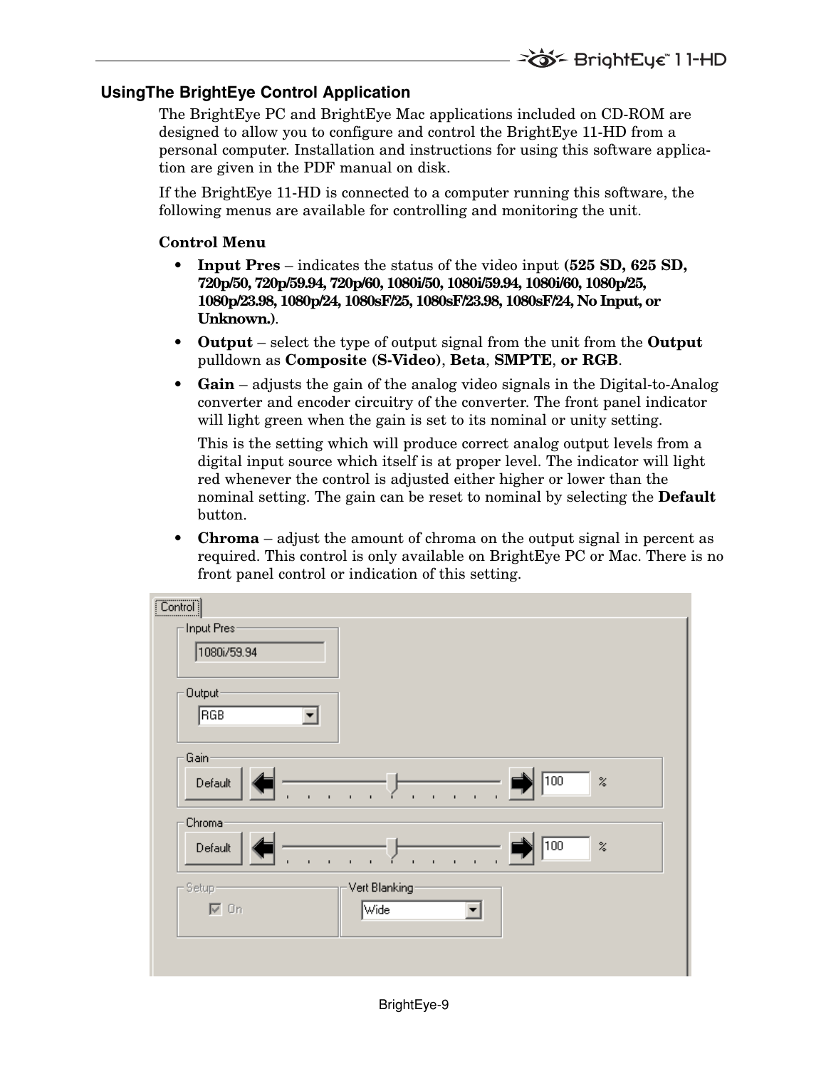## UsingThe BrightEye Control Application

The BrightEye PC and BrightEye Mac applications included on CD-ROM are designed to allow you to configure and control the BrightEye 11-HD from a personal computer. Installation and instructions for using this software application are given in the PDF manual on disk.

If the BrightEye 11-HD is connected to a computer running this software, the following menus are available for controlling and monitoring the unit.

**Control Menu**

- **Input Pres** – indicates the status of the video input **(525 SD, 625 SD, 720p/50, 720p/59.94, 720p/60, 1080i/50, 1080i/59.94, 1080i/60, 1080p/25, 1080p/23.98, 1080p/24, 1080sF/25, 1080sF/23.98, 1080sF/24, No Input, or Unknown.)**.
- **Output** – select the type of output signal from the unit from the **Output** pulldown as **Composite (S-Video)**, **Beta**, **SMPTE**, **or RGB**.
- **Gain** – adjusts the gain of the analog video signals in the Digital-to-Analog converter and encoder circuitry of the converter. The front panel indicator will light green when the gain is set to its nominal or unity setting.

  This is the setting which will produce correct analog output levels from a digital input source which itself is at proper level. The indicator will light red whenever the control is adjusted either higher or lower than the nominal setting. The gain can be reset to nominal by selecting the **Default** button.
- **Chroma** – adjust the amount of chroma on the output signal in percent as required. This control is only available on BrightEye PC or Mac. There is no front panel control or indication of this setting.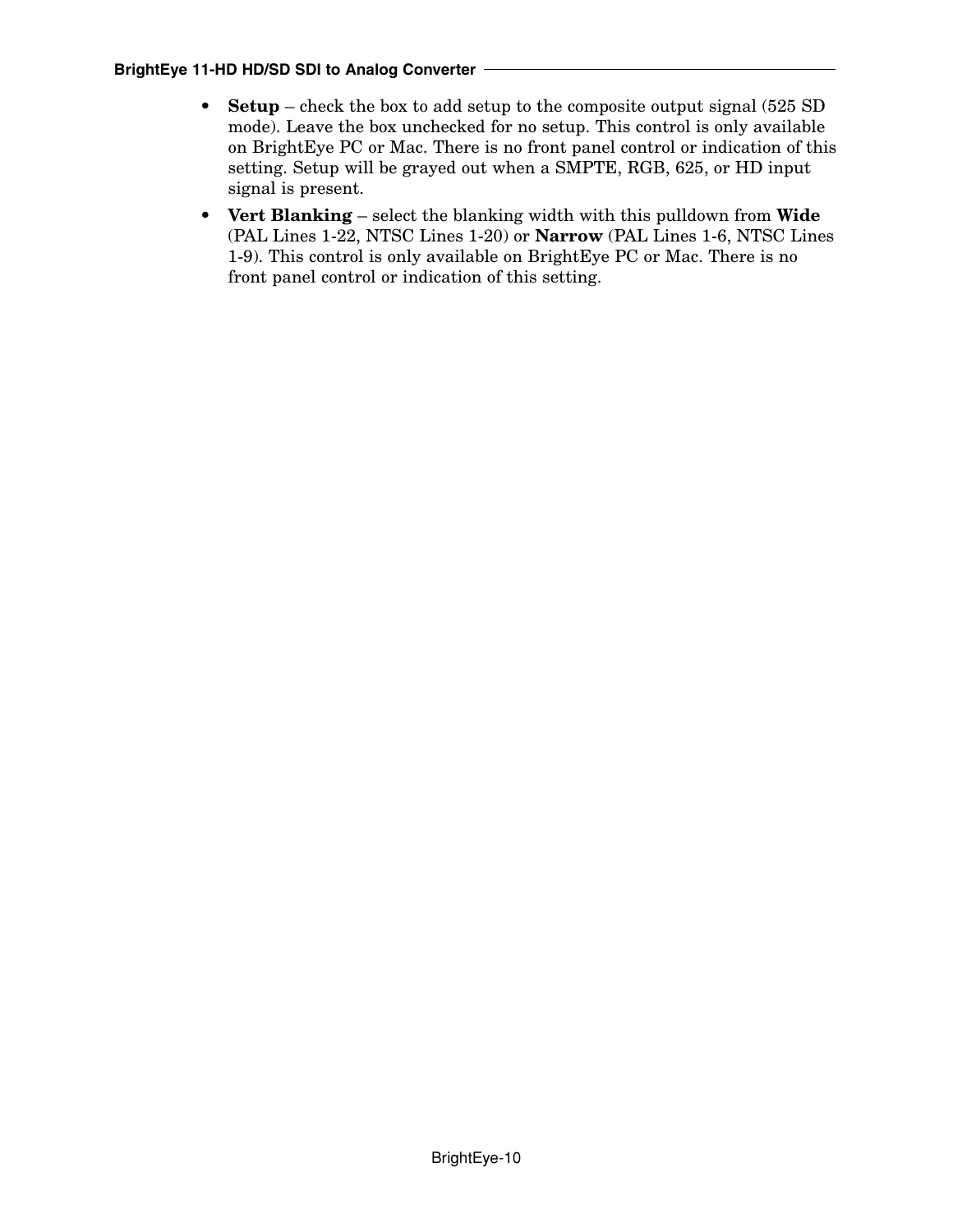- **Setup** – check the box to add setup to the composite output signal (525 SD mode). Leave the box unchecked for no setup. This control is only available on BrightEye PC or Mac. There is no front panel control or indication of this setting. Setup will be grayed out when a SMPTE, RGB, 625, or HD input signal is present.
- **Vert Blanking** – select the blanking width with this pulldown from **Wide** (PAL Lines 1-22, NTSC Lines 1-20) or **Narrow** (PAL Lines 1-6, NTSC Lines 1-9). This control is only available on BrightEye PC or Mac. There is no front panel control or indication of this setting.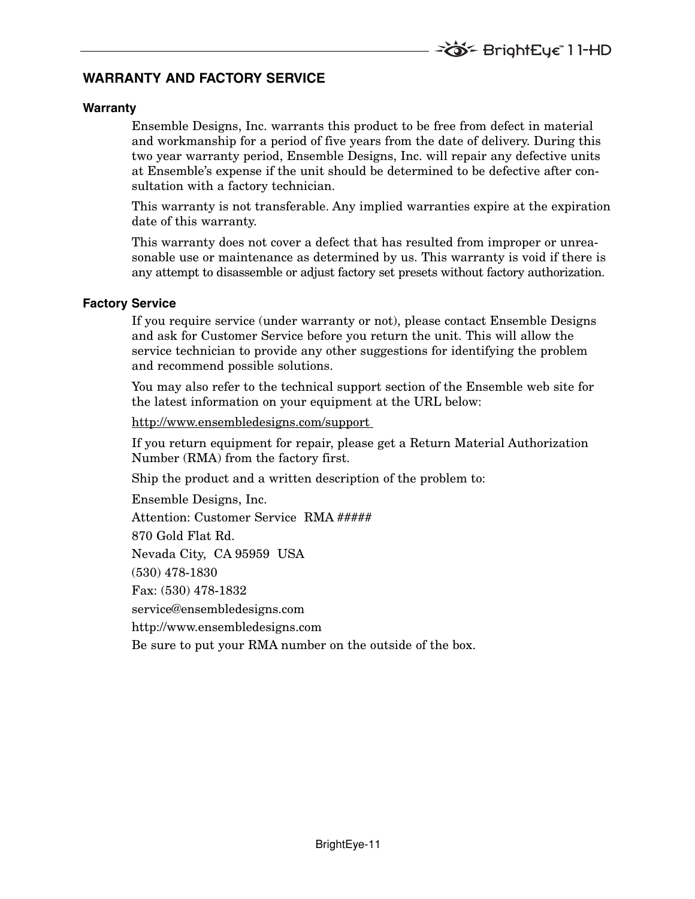## WARRANTY AND FACTORY SERVICE

### Warranty

Ensemble Designs, Inc. warrants this product to be free from defect in material and workmanship for a period of five years from the date of delivery. During this two year warranty period, Ensemble Designs, Inc. will repair any defective units at Ensemble's expense if the unit should be determined to be defective after consultation with a factory technician.

This warranty is not transferable. Any implied warranties expire at the expiration date of this warranty.

This warranty does not cover a defect that has resulted from improper or unreasonable use or maintenance as determined by us. This warranty is void if there is any attempt to disassemble or adjust factory set presets without factory authorization.

### Factory Service

If you require service (under warranty or not), please contact Ensemble Designs and ask for Customer Service before you return the unit. This will allow the service technician to provide any other suggestions for identifying the problem and recommend possible solutions.

You may also refer to the technical support section of the Ensemble web site for the latest information on your equipment at the URL below:

http://www.ensembledesigns.com/support

If you return equipment for repair, please get a Return Material Authorization Number (RMA) from the factory first.

Ship the product and a written description of the problem to:

Ensemble Designs, Inc.

Attention: Customer Service  RMA #####

870 Gold Flat Rd.

Nevada City,  CA 95959  USA

(530) 478-1830

Fax: (530) 478-1832

service@ensembledesigns.com

http://www.ensembledesigns.com

Be sure to put your RMA number on the outside of the box.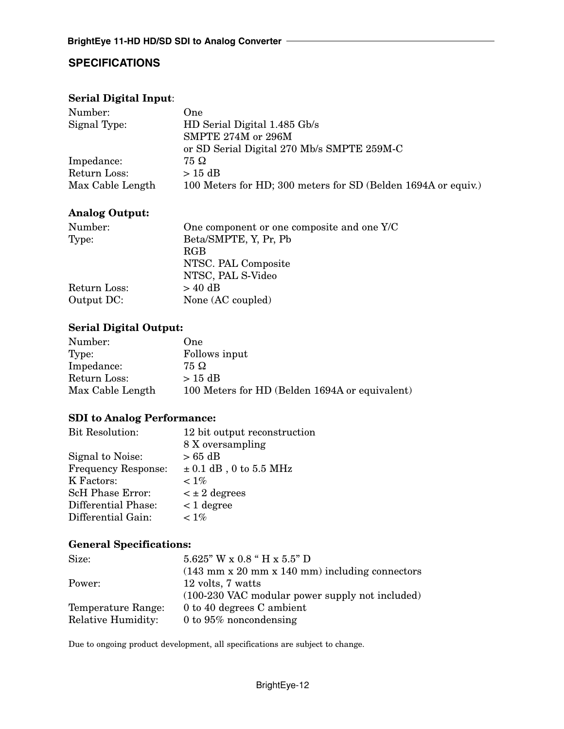## SPECIFICATIONS

**Serial Digital Input**:

| | |
|---|---|
| Number: | One |
| Signal Type: | HD Serial Digital 1.485 Gb/s<br>SMPTE 274M or 296M<br>or SD Serial Digital 270 Mb/s SMPTE 259M-C |
| Impedance: | 75 Ω |
| Return Loss: | > 15 dB |
| Max Cable Length | 100 Meters for HD; 300 meters for SD (Belden 1694A or equiv.) |

**Analog Output:**

| | |
|---|---|
| Number: | One component or one composite and one Y/C |
| Type: | Beta/SMPTE, Y, Pr, Pb<br>RGB<br>NTSC. PAL Composite<br>NTSC, PAL S-Video |
| Return Loss: | > 40 dB |
| Output DC: | None (AC coupled) |

**Serial Digital Output:**

| | |
|---|---|
| Number: | One |
| Type: | Follows input |
| Impedance: | 75 Ω |
| Return Loss: | > 15 dB |
| Max Cable Length | 100 Meters for HD (Belden 1694A or equivalent) |

**SDI to Analog Performance:**

| | |
|---|---|
| Bit Resolution: | 12 bit output reconstruction<br>8 X oversampling |
| Signal to Noise: | > 65 dB |
| Frequency Response: | ± 0.1 dB , 0 to 5.5 MHz |
| K Factors: | < 1% |
| ScH Phase Error: | < ± 2 degrees |
| Differential Phase: | < 1 degree |
| Differential Gain: | < 1% |

**General Specifications:**

| | |
|---|---|
| Size: | 5.625" W x 0.8 " H x 5.5" D<br>(143 mm x 20 mm x 140 mm) including connectors |
| Power: | 12 volts, 7 watts<br>(100-230 VAC modular power supply not included) |
| Temperature Range: | 0 to 40 degrees C ambient |
| Relative Humidity: | 0 to 95% noncondensing |

Due to ongoing product development, all specifications are subject to change.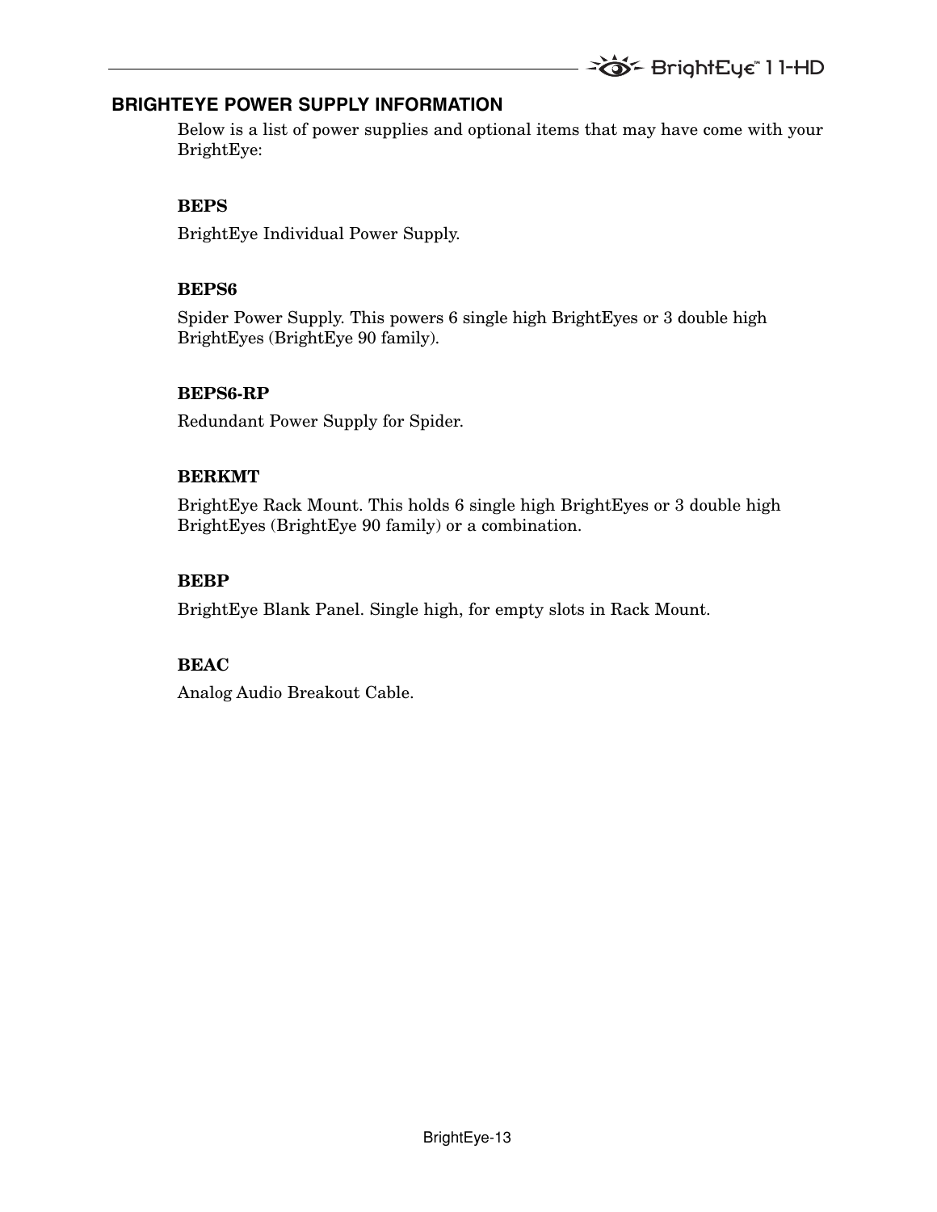## BRIGHTEYE POWER SUPPLY INFORMATION

Below is a list of power supplies and optional items that may have come with your BrightEye:

**BEPS**

BrightEye Individual Power Supply.

**BEPS6**

Spider Power Supply. This powers 6 single high BrightEyes or 3 double high BrightEyes (BrightEye 90 family).

**BEPS6-RP**

Redundant Power Supply for Spider.

**BERKMT**

BrightEye Rack Mount. This holds 6 single high BrightEyes or 3 double high BrightEyes (BrightEye 90 family) or a combination.

**BEBP**

BrightEye Blank Panel. Single high, for empty slots in Rack Mount.

**BEAC**

Analog Audio Breakout Cable.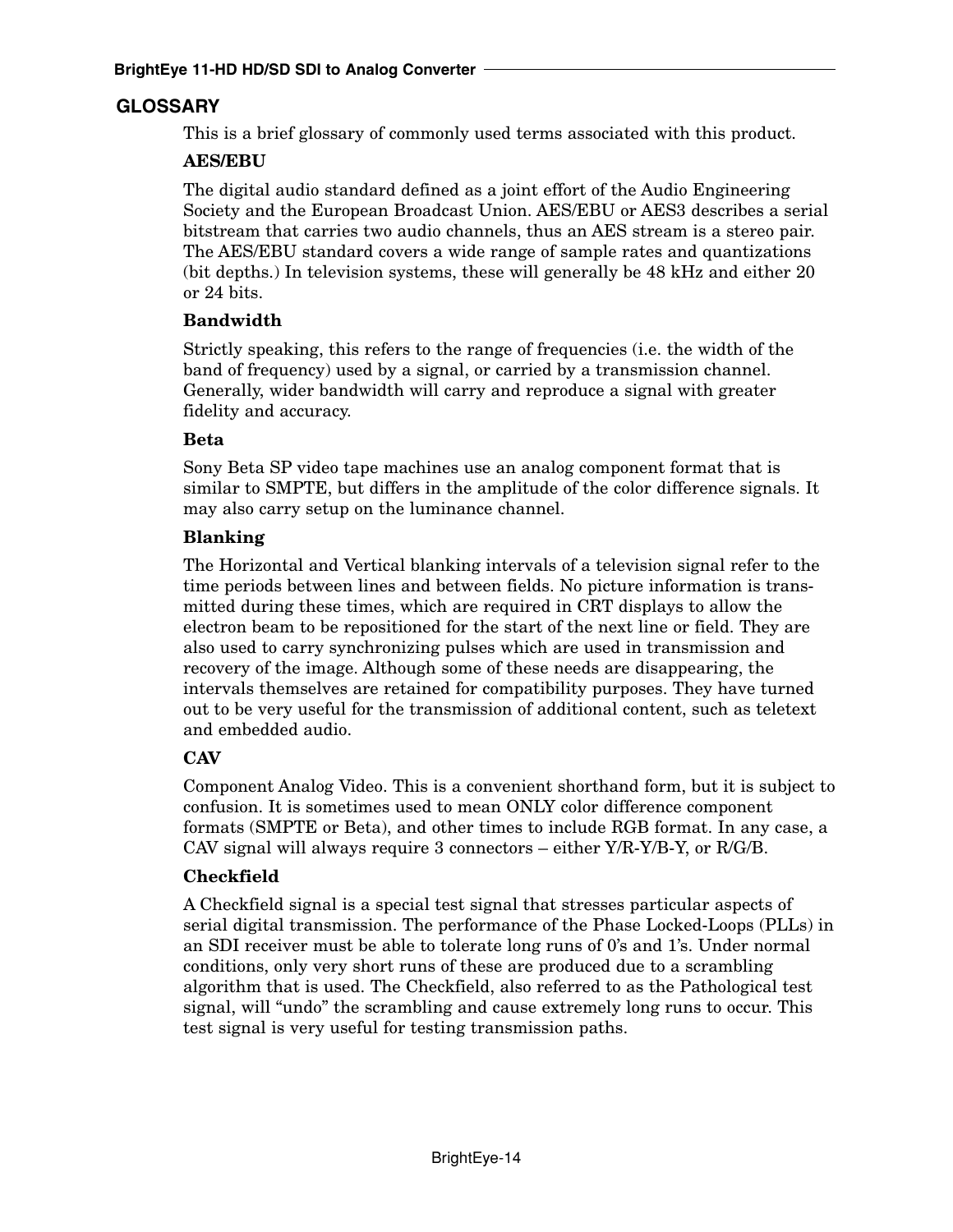## GLOSSARY

This is a brief glossary of commonly used terms associated with this product.

### AES/EBU

The digital audio standard defined as a joint effort of the Audio Engineering Society and the European Broadcast Union. AES/EBU or AES3 describes a serial bitstream that carries two audio channels, thus an AES stream is a stereo pair. The AES/EBU standard covers a wide range of sample rates and quantizations (bit depths.) In television systems, these will generally be 48 kHz and either 20 or 24 bits.

### Bandwidth

Strictly speaking, this refers to the range of frequencies (i.e. the width of the band of frequency) used by a signal, or carried by a transmission channel. Generally, wider bandwidth will carry and reproduce a signal with greater fidelity and accuracy.

### Beta

Sony Beta SP video tape machines use an analog component format that is similar to SMPTE, but differs in the amplitude of the color difference signals. It may also carry setup on the luminance channel.

### Blanking

The Horizontal and Vertical blanking intervals of a television signal refer to the time periods between lines and between fields. No picture information is transmitted during these times, which are required in CRT displays to allow the electron beam to be repositioned for the start of the next line or field. They are also used to carry synchronizing pulses which are used in transmission and recovery of the image. Although some of these needs are disappearing, the intervals themselves are retained for compatibility purposes. They have turned out to be very useful for the transmission of additional content, such as teletext and embedded audio.

### CAV

Component Analog Video. This is a convenient shorthand form, but it is subject to confusion. It is sometimes used to mean ONLY color difference component formats (SMPTE or Beta), and other times to include RGB format. In any case, a CAV signal will always require 3 connectors – either Y/R-Y/B-Y, or R/G/B.

### Checkfield

A Checkfield signal is a special test signal that stresses particular aspects of serial digital transmission. The performance of the Phase Locked-Loops (PLLs) in an SDI receiver must be able to tolerate long runs of 0's and 1's. Under normal conditions, only very short runs of these are produced due to a scrambling algorithm that is used. The Checkfield, also referred to as the Pathological test signal, will "undo" the scrambling and cause extremely long runs to occur. This test signal is very useful for testing transmission paths.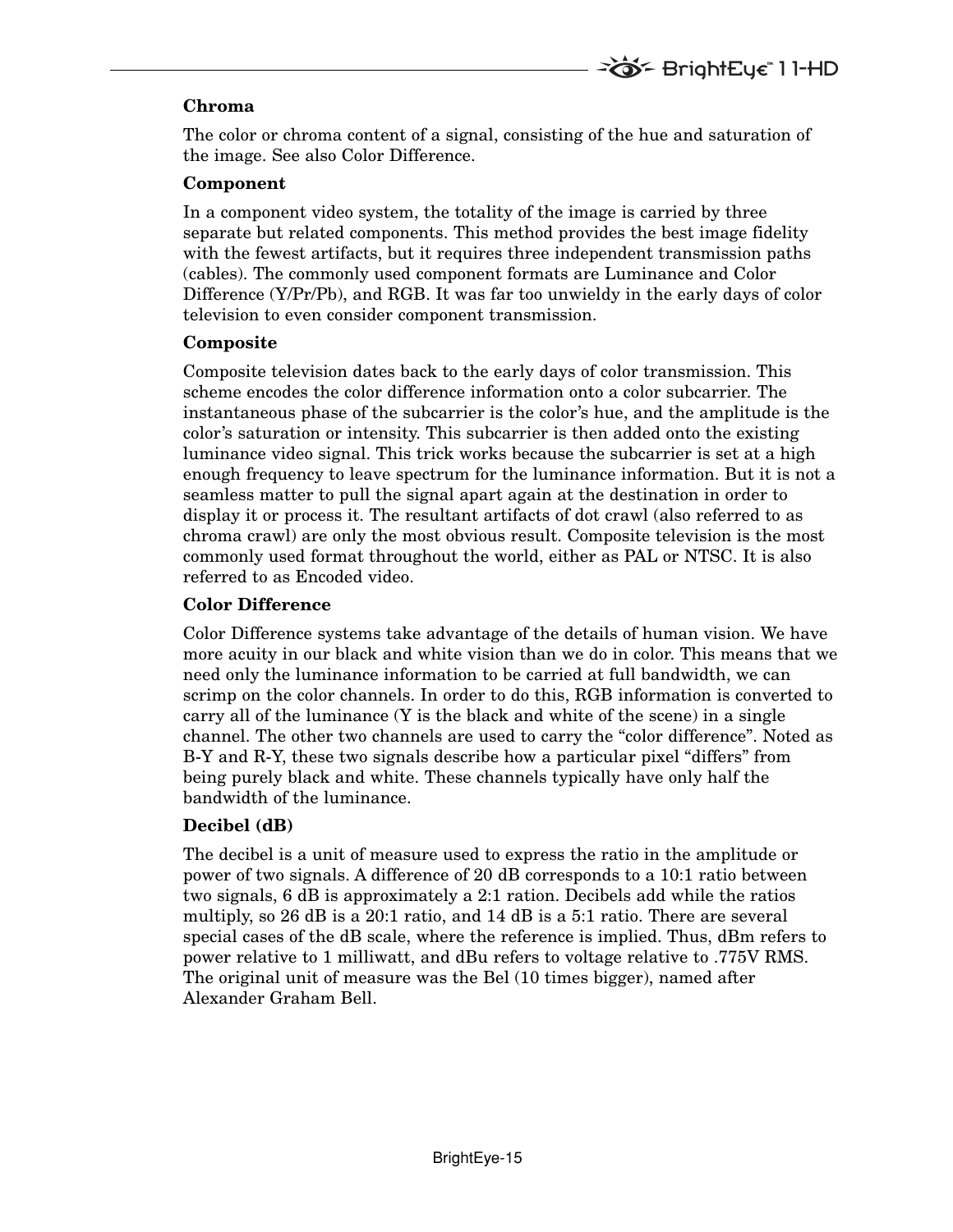**Chroma**

The color or chroma content of a signal, consisting of the hue and saturation of the image. See also Color Difference.

**Component**

In a component video system, the totality of the image is carried by three separate but related components. This method provides the best image fidelity with the fewest artifacts, but it requires three independent transmission paths (cables). The commonly used component formats are Luminance and Color Difference (Y/Pr/Pb), and RGB. It was far too unwieldy in the early days of color television to even consider component transmission.

**Composite**

Composite television dates back to the early days of color transmission. This scheme encodes the color difference information onto a color subcarrier. The instantaneous phase of the subcarrier is the color's hue, and the amplitude is the color's saturation or intensity. This subcarrier is then added onto the existing luminance video signal. This trick works because the subcarrier is set at a high enough frequency to leave spectrum for the luminance information. But it is not a seamless matter to pull the signal apart again at the destination in order to display it or process it. The resultant artifacts of dot crawl (also referred to as chroma crawl) are only the most obvious result. Composite television is the most commonly used format throughout the world, either as PAL or NTSC. It is also referred to as Encoded video.

**Color Difference**

Color Difference systems take advantage of the details of human vision. We have more acuity in our black and white vision than we do in color. This means that we need only the luminance information to be carried at full bandwidth, we can scrimp on the color channels. In order to do this, RGB information is converted to carry all of the luminance (Y is the black and white of the scene) in a single channel. The other two channels are used to carry the "color difference". Noted as B-Y and R-Y, these two signals describe how a particular pixel "differs" from being purely black and white. These channels typically have only half the bandwidth of the luminance.

**Decibel (dB)**

The decibel is a unit of measure used to express the ratio in the amplitude or power of two signals. A difference of 20 dB corresponds to a 10:1 ratio between two signals, 6 dB is approximately a 2:1 ration. Decibels add while the ratios multiply, so 26 dB is a 20:1 ratio, and 14 dB is a 5:1 ratio. There are several special cases of the dB scale, where the reference is implied. Thus, dBm refers to power relative to 1 milliwatt, and dBu refers to voltage relative to .775V RMS. The original unit of measure was the Bel (10 times bigger), named after Alexander Graham Bell.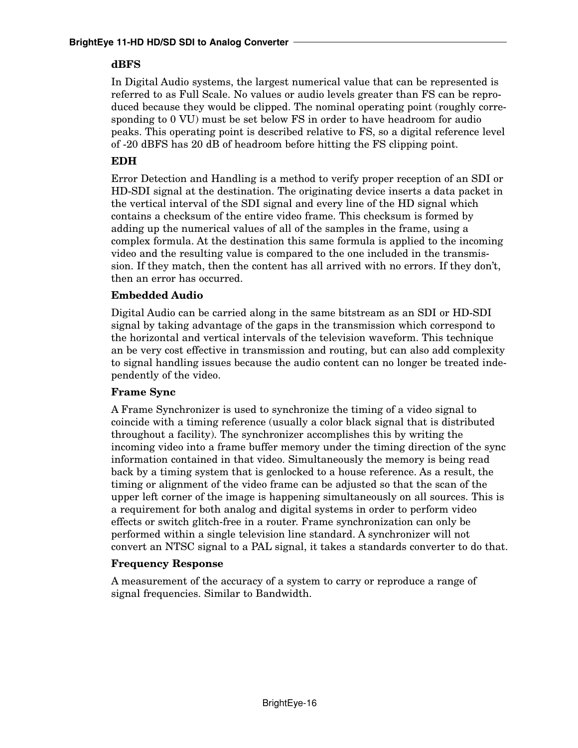### dBFS

In Digital Audio systems, the largest numerical value that can be represented is referred to as Full Scale. No values or audio levels greater than FS can be reproduced because they would be clipped. The nominal operating point (roughly corresponding to 0 VU) must be set below FS in order to have headroom for audio peaks. This operating point is described relative to FS, so a digital reference level of -20 dBFS has 20 dB of headroom before hitting the FS clipping point.

### EDH

Error Detection and Handling is a method to verify proper reception of an SDI or HD-SDI signal at the destination. The originating device inserts a data packet in the vertical interval of the SDI signal and every line of the HD signal which contains a checksum of the entire video frame. This checksum is formed by adding up the numerical values of all of the samples in the frame, using a complex formula. At the destination this same formula is applied to the incoming video and the resulting value is compared to the one included in the transmission. If they match, then the content has all arrived with no errors. If they don't, then an error has occurred.

### Embedded Audio

Digital Audio can be carried along in the same bitstream as an SDI or HD-SDI signal by taking advantage of the gaps in the transmission which correspond to the horizontal and vertical intervals of the television waveform. This technique an be very cost effective in transmission and routing, but can also add complexity to signal handling issues because the audio content can no longer be treated independently of the video.

### Frame Sync

A Frame Synchronizer is used to synchronize the timing of a video signal to coincide with a timing reference (usually a color black signal that is distributed throughout a facility). The synchronizer accomplishes this by writing the incoming video into a frame buffer memory under the timing direction of the sync information contained in that video. Simultaneously the memory is being read back by a timing system that is genlocked to a house reference. As a result, the timing or alignment of the video frame can be adjusted so that the scan of the upper left corner of the image is happening simultaneously on all sources. This is a requirement for both analog and digital systems in order to perform video effects or switch glitch-free in a router. Frame synchronization can only be performed within a single television line standard. A synchronizer will not convert an NTSC signal to a PAL signal, it takes a standards converter to do that.

### Frequency Response

A measurement of the accuracy of a system to carry or reproduce a range of signal frequencies. Similar to Bandwidth.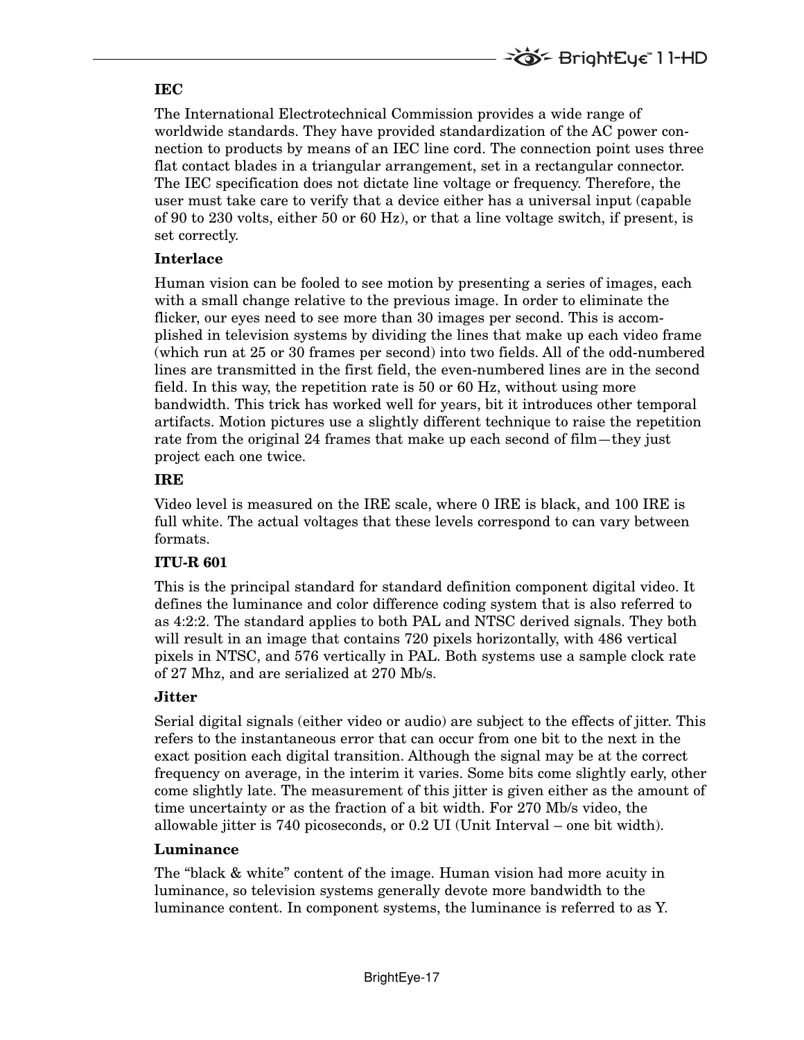### IEC

The International Electrotechnical Commission provides a wide range of worldwide standards. They have provided standardization of the AC power connection to products by means of an IEC line cord. The connection point uses three flat contact blades in a triangular arrangement, set in a rectangular connector. The IEC specification does not dictate line voltage or frequency. Therefore, the user must take care to verify that a device either has a universal input (capable of 90 to 230 volts, either 50 or 60 Hz), or that a line voltage switch, if present, is set correctly.

### Interlace

Human vision can be fooled to see motion by presenting a series of images, each with a small change relative to the previous image. In order to eliminate the flicker, our eyes need to see more than 30 images per second. This is accomplished in television systems by dividing the lines that make up each video frame (which run at 25 or 30 frames per second) into two fields. All of the odd-numbered lines are transmitted in the first field, the even-numbered lines are in the second field. In this way, the repetition rate is 50 or 60 Hz, without using more bandwidth. This trick has worked well for years, bit it introduces other temporal artifacts. Motion pictures use a slightly different technique to raise the repetition rate from the original 24 frames that make up each second of film—they just project each one twice.

### IRE

Video level is measured on the IRE scale, where 0 IRE is black, and 100 IRE is full white. The actual voltages that these levels correspond to can vary between formats.

### ITU-R 601

This is the principal standard for standard definition component digital video. It defines the luminance and color difference coding system that is also referred to as 4:2:2. The standard applies to both PAL and NTSC derived signals. They both will result in an image that contains 720 pixels horizontally, with 486 vertical pixels in NTSC, and 576 vertically in PAL. Both systems use a sample clock rate of 27 Mhz, and are serialized at 270 Mb/s.

### Jitter

Serial digital signals (either video or audio) are subject to the effects of jitter. This refers to the instantaneous error that can occur from one bit to the next in the exact position each digital transition. Although the signal may be at the correct frequency on average, in the interim it varies. Some bits come slightly early, other come slightly late. The measurement of this jitter is given either as the amount of time uncertainty or as the fraction of a bit width. For 270 Mb/s video, the allowable jitter is 740 picoseconds, or 0.2 UI (Unit Interval – one bit width).

### Luminance

The "black & white" content of the image. Human vision had more acuity in luminance, so television systems generally devote more bandwidth to the luminance content. In component systems, the luminance is referred to as Y.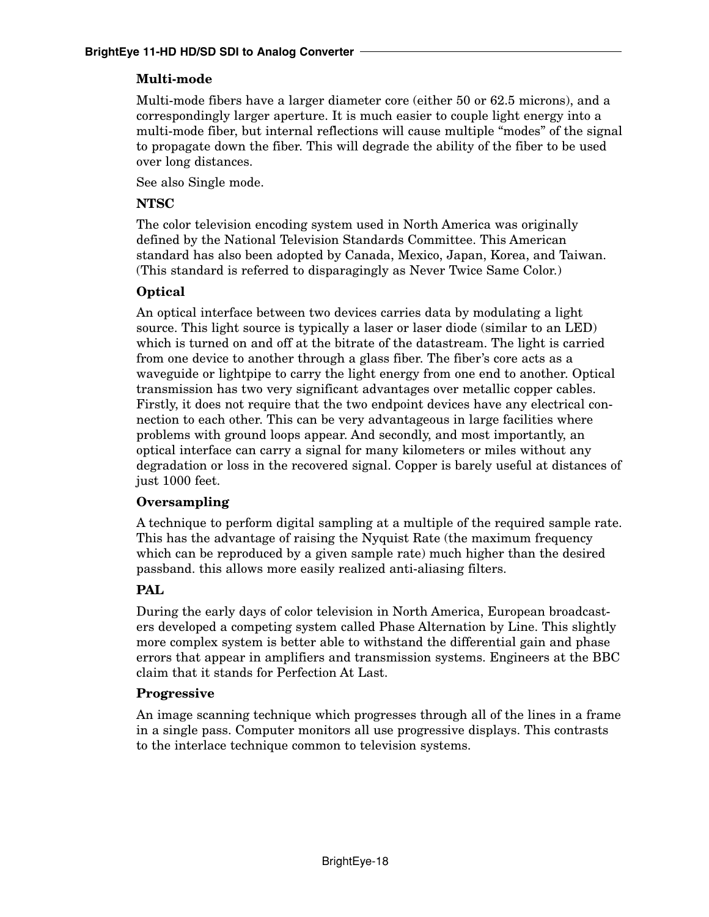### Multi-mode

Multi-mode fibers have a larger diameter core (either 50 or 62.5 microns), and a correspondingly larger aperture. It is much easier to couple light energy into a multi-mode fiber, but internal reflections will cause multiple "modes" of the signal to propagate down the fiber. This will degrade the ability of the fiber to be used over long distances.

See also Single mode.

### NTSC

The color television encoding system used in North America was originally defined by the National Television Standards Committee. This American standard has also been adopted by Canada, Mexico, Japan, Korea, and Taiwan. (This standard is referred to disparagingly as Never Twice Same Color.)

### Optical

An optical interface between two devices carries data by modulating a light source. This light source is typically a laser or laser diode (similar to an LED) which is turned on and off at the bitrate of the datastream. The light is carried from one device to another through a glass fiber. The fiber's core acts as a waveguide or lightpipe to carry the light energy from one end to another. Optical transmission has two very significant advantages over metallic copper cables. Firstly, it does not require that the two endpoint devices have any electrical connection to each other. This can be very advantageous in large facilities where problems with ground loops appear. And secondly, and most importantly, an optical interface can carry a signal for many kilometers or miles without any degradation or loss in the recovered signal. Copper is barely useful at distances of just 1000 feet.

### Oversampling

A technique to perform digital sampling at a multiple of the required sample rate. This has the advantage of raising the Nyquist Rate (the maximum frequency which can be reproduced by a given sample rate) much higher than the desired passband. this allows more easily realized anti-aliasing filters.

### PAL

During the early days of color television in North America, European broadcasters developed a competing system called Phase Alternation by Line. This slightly more complex system is better able to withstand the differential gain and phase errors that appear in amplifiers and transmission systems. Engineers at the BBC claim that it stands for Perfection At Last.

### Progressive

An image scanning technique which progresses through all of the lines in a frame in a single pass. Computer monitors all use progressive displays. This contrasts to the interlace technique common to television systems.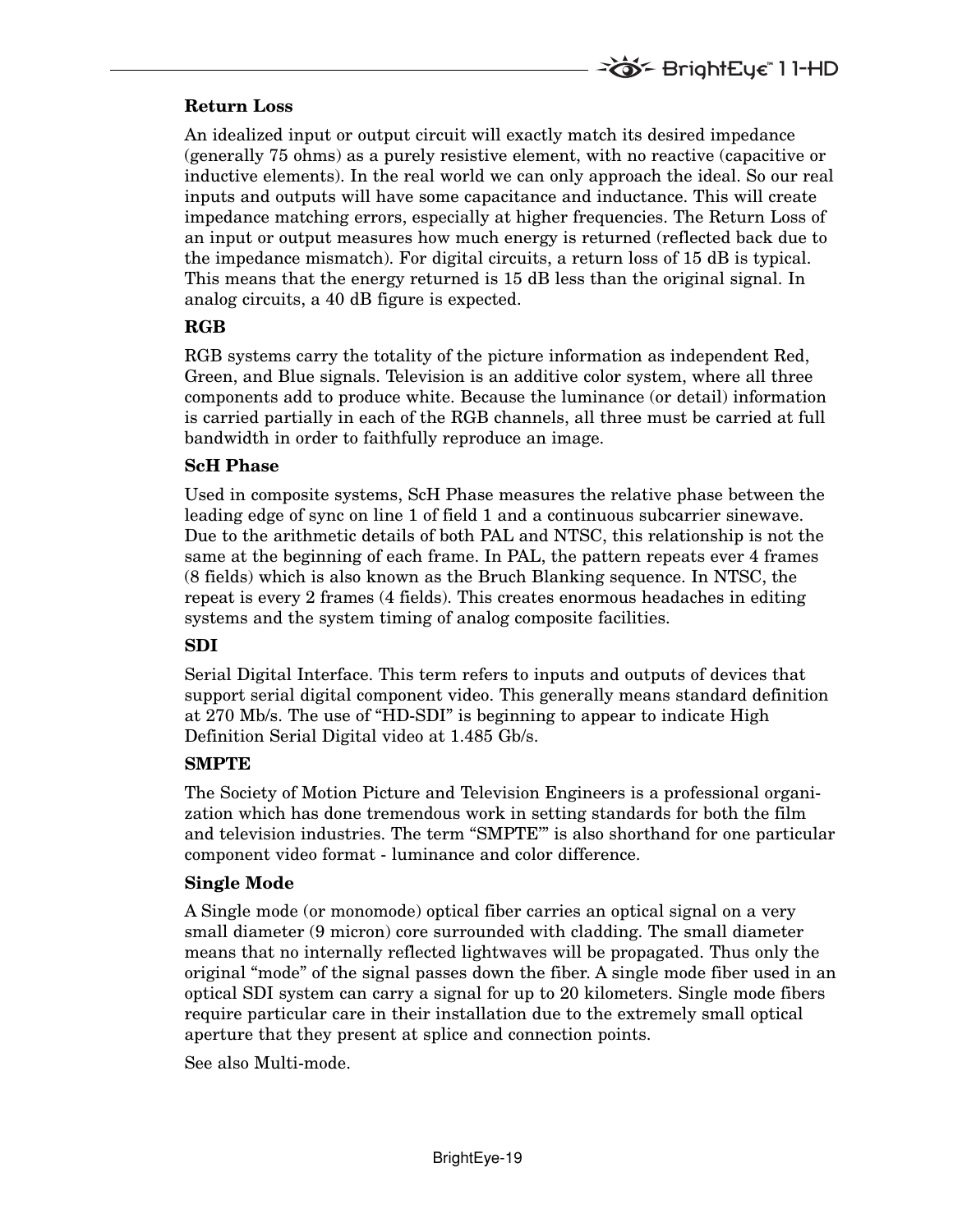**Return Loss**

An idealized input or output circuit will exactly match its desired impedance (generally 75 ohms) as a purely resistive element, with no reactive (capacitive or inductive elements). In the real world we can only approach the ideal. So our real inputs and outputs will have some capacitance and inductance. This will create impedance matching errors, especially at higher frequencies. The Return Loss of an input or output measures how much energy is returned (reflected back due to the impedance mismatch). For digital circuits, a return loss of 15 dB is typical. This means that the energy returned is 15 dB less than the original signal. In analog circuits, a 40 dB figure is expected.

**RGB**

RGB systems carry the totality of the picture information as independent Red, Green, and Blue signals. Television is an additive color system, where all three components add to produce white. Because the luminance (or detail) information is carried partially in each of the RGB channels, all three must be carried at full bandwidth in order to faithfully reproduce an image.

**ScH Phase**

Used in composite systems, ScH Phase measures the relative phase between the leading edge of sync on line 1 of field 1 and a continuous subcarrier sinewave. Due to the arithmetic details of both PAL and NTSC, this relationship is not the same at the beginning of each frame. In PAL, the pattern repeats ever 4 frames (8 fields) which is also known as the Bruch Blanking sequence. In NTSC, the repeat is every 2 frames (4 fields). This creates enormous headaches in editing systems and the system timing of analog composite facilities.

**SDI**

Serial Digital Interface. This term refers to inputs and outputs of devices that support serial digital component video. This generally means standard definition at 270 Mb/s. The use of "HD-SDI" is beginning to appear to indicate High Definition Serial Digital video at 1.485 Gb/s.

**SMPTE**

The Society of Motion Picture and Television Engineers is a professional organization which has done tremendous work in setting standards for both the film and television industries. The term "SMPTE'" is also shorthand for one particular component video format - luminance and color difference.

**Single Mode**

A Single mode (or monomode) optical fiber carries an optical signal on a very small diameter (9 micron) core surrounded with cladding. The small diameter means that no internally reflected lightwaves will be propagated. Thus only the original "mode" of the signal passes down the fiber. A single mode fiber used in an optical SDI system can carry a signal for up to 20 kilometers. Single mode fibers require particular care in their installation due to the extremely small optical aperture that they present at splice and connection points.

See also Multi-mode.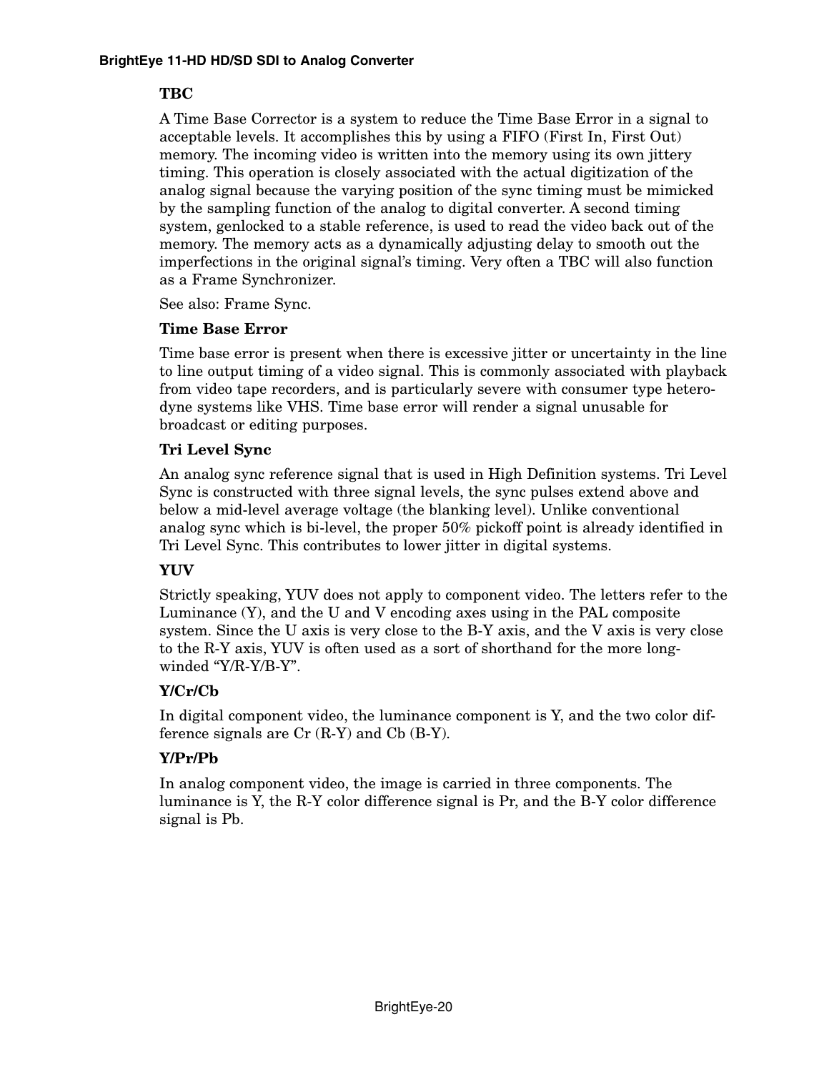### TBC

A Time Base Corrector is a system to reduce the Time Base Error in a signal to acceptable levels. It accomplishes this by using a FIFO (First In, First Out) memory. The incoming video is written into the memory using its own jittery timing. This operation is closely associated with the actual digitization of the analog signal because the varying position of the sync timing must be mimicked by the sampling function of the analog to digital converter. A second timing system, genlocked to a stable reference, is used to read the video back out of the memory. The memory acts as a dynamically adjusting delay to smooth out the imperfections in the original signal's timing. Very often a TBC will also function as a Frame Synchronizer.

See also: Frame Sync.

### Time Base Error

Time base error is present when there is excessive jitter or uncertainty in the line to line output timing of a video signal. This is commonly associated with playback from video tape recorders, and is particularly severe with consumer type heterodyne systems like VHS. Time base error will render a signal unusable for broadcast or editing purposes.

### Tri Level Sync

An analog sync reference signal that is used in High Definition systems. Tri Level Sync is constructed with three signal levels, the sync pulses extend above and below a mid-level average voltage (the blanking level). Unlike conventional analog sync which is bi-level, the proper 50% pickoff point is already identified in Tri Level Sync. This contributes to lower jitter in digital systems.

### YUV

Strictly speaking, YUV does not apply to component video. The letters refer to the Luminance (Y), and the U and V encoding axes using in the PAL composite system. Since the U axis is very close to the B-Y axis, and the V axis is very close to the R-Y axis, YUV is often used as a sort of shorthand for the more long-winded "Y/R-Y/B-Y".

### Y/Cr/Cb

In digital component video, the luminance component is Y, and the two color difference signals are Cr (R-Y) and Cb (B-Y).

### Y/Pr/Pb

In analog component video, the image is carried in three components. The luminance is Y, the R-Y color difference signal is Pr, and the B-Y color difference signal is Pb.